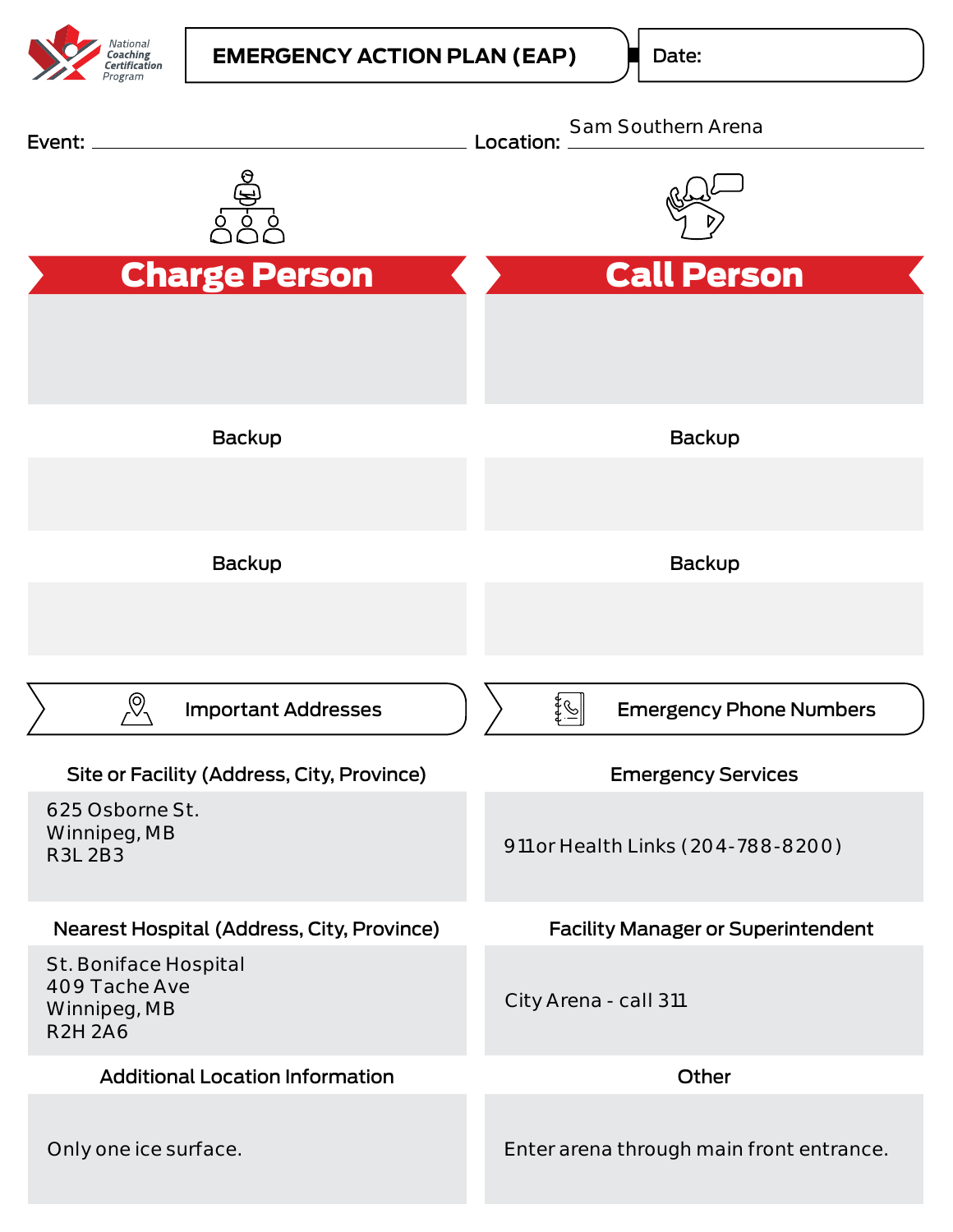National Coaching Certification Program

# EMERGENCY ACTION PLAN (EAP)

Date:

Event:

Location: Sam Southern Arena

## Charge Person

Backup

Backup

## Call Person

Backup

Backup

## Important Addresses

**Site or Facility (Address, City, Province)**

625 Osborne St.
Winnipeg, MB
R3L 2B3

**Nearest Hospital (Address, City, Province)**

St. Boniface Hospital
409 Tache Ave
Winnipeg, MB
R2H 2A6

**Additional Location Information**

Only one ice surface.

## Emergency Phone Numbers

**Emergency Services**

911 or Health Links (204-788-8200)

**Facility Manager or Superintendent**

City Arena - call 311

**Other**

Enter arena through main front entrance.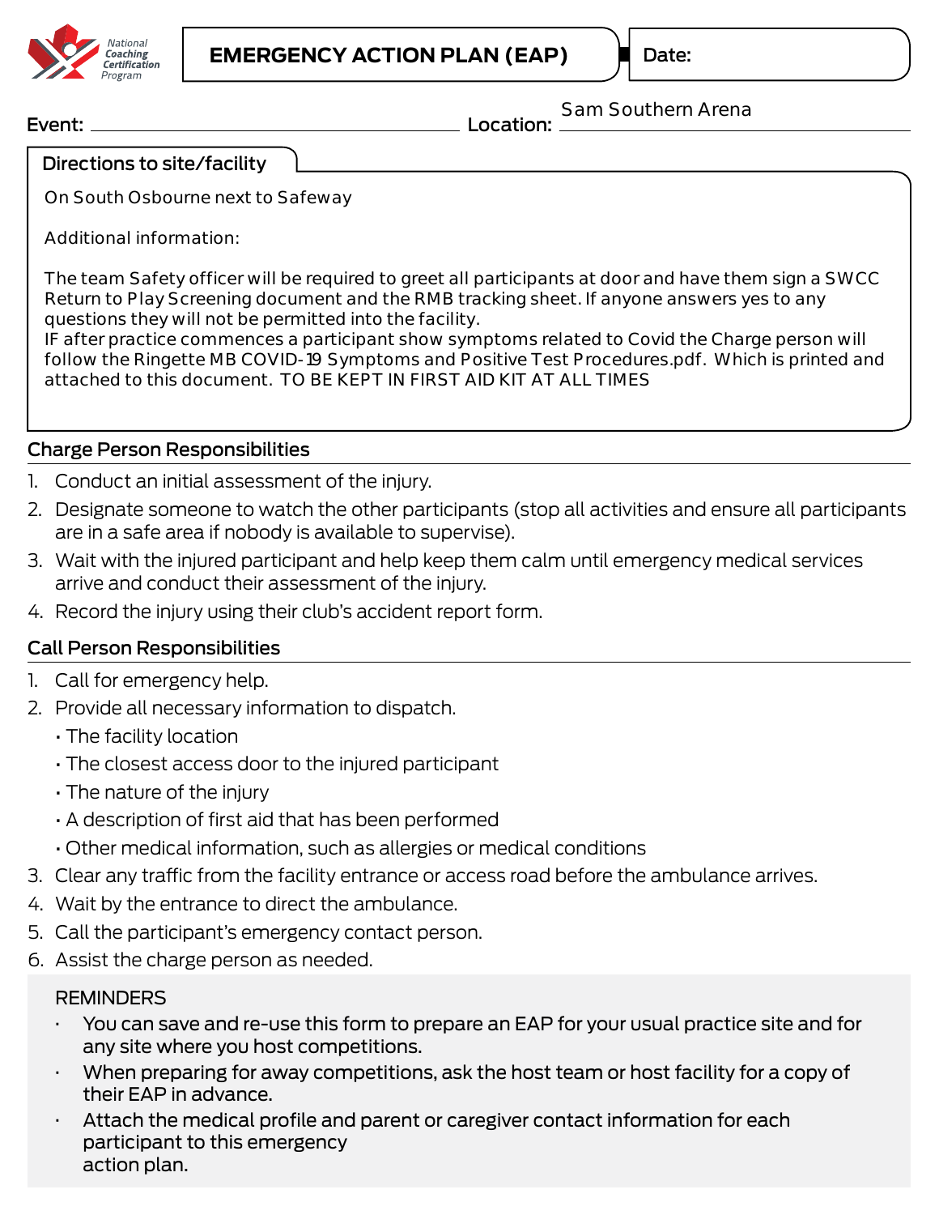National Coaching Certification Program

# EMERGENCY ACTION PLAN (EAP)

Date:

Event: ______________________ Location: Sam Southern Arena

## Directions to site/facility

On South Osbourne next to Safeway

Additional information:

The team Safety officer will be required to greet all participants at door and have them sign a SWCC Return to Play Screening document and the RMB tracking sheet. If anyone answers yes to any questions they will not be permitted into the facility.
IF after practice commences a participant show symptoms related to Covid the Charge person will follow the Ringette MB COVID-19 Symptoms and Positive Test Procedures.pdf. Which is printed and attached to this document. TO BE KEPT IN FIRST AID KIT AT ALL TIMES

## Charge Person Responsibilities

1. Conduct an initial assessment of the injury.
2. Designate someone to watch the other participants (stop all activities and ensure all participants are in a safe area if nobody is available to supervise).
3. Wait with the injured participant and help keep them calm until emergency medical services arrive and conduct their assessment of the injury.
4. Record the injury using their club's accident report form.

## Call Person Responsibilities

1. Call for emergency help.
2. Provide all necessary information to dispatch.
   - The facility location
   - The closest access door to the injured participant
   - The nature of the injury
   - A description of first aid that has been performed
   - Other medical information, such as allergies or medical conditions
3. Clear any traffic from the facility entrance or access road before the ambulance arrives.
4. Wait by the entrance to direct the ambulance.
5. Call the participant's emergency contact person.
6. Assist the charge person as needed.

### REMINDERS

- You can save and re-use this form to prepare an EAP for your usual practice site and for any site where you host competitions.
- When preparing for away competitions, ask the host team or host facility for a copy of their EAP in advance.
- Attach the medical profile and parent or caregiver contact information for each participant to this emergency action plan.